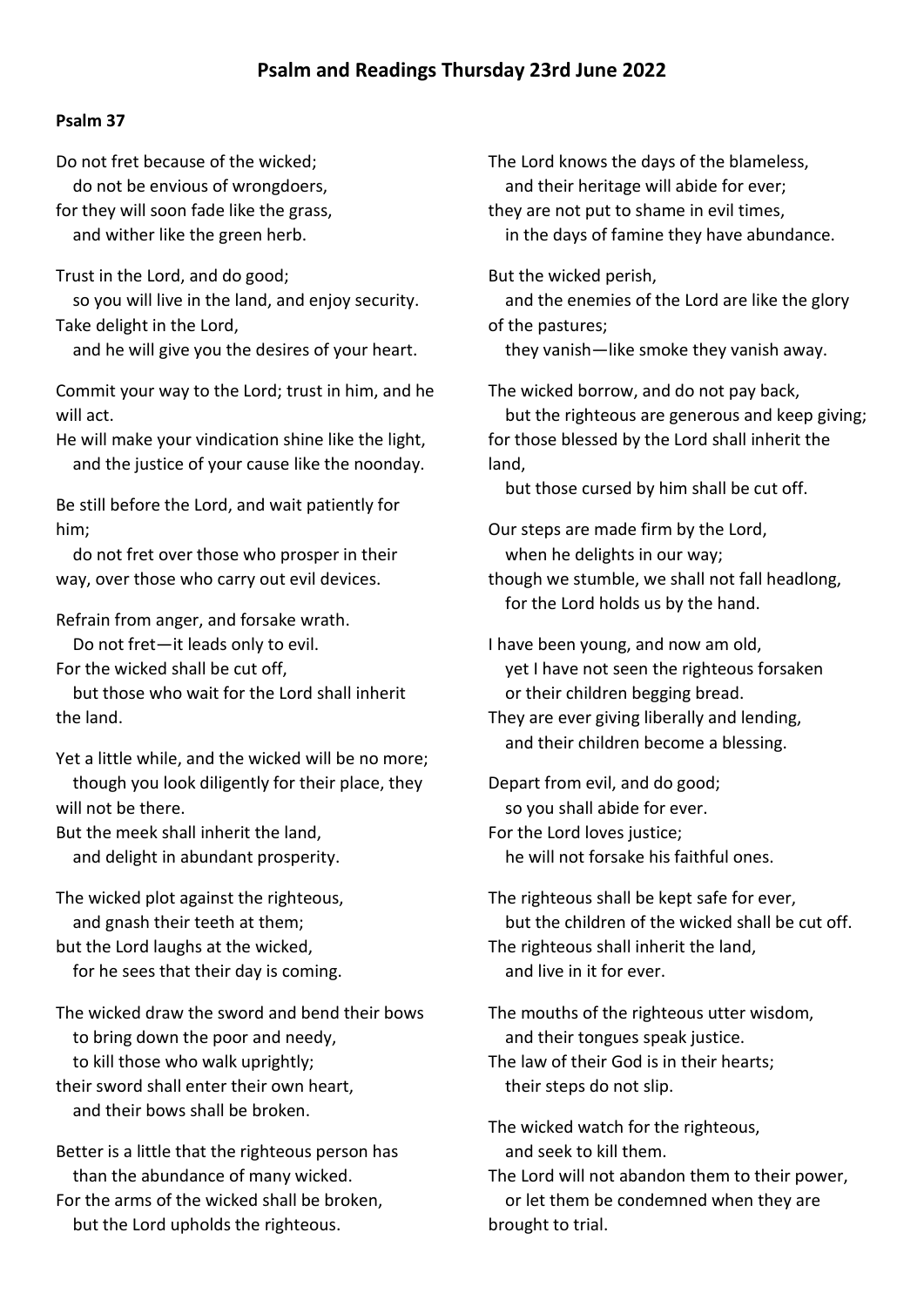# Psalm and Readings Thursday 23rd June 2022

**Psalm 37**

Do not fret because of the wicked;
do not be envious of wrongdoers,
for they will soon fade like the grass,
and wither like the green herb.

Trust in the Lord, and do good;
so you will live in the land, and enjoy security.
Take delight in the Lord,
and he will give you the desires of your heart.

Commit your way to the Lord; trust in him, and he will act.
He will make your vindication shine like the light,
and the justice of your cause like the noonday.

Be still before the Lord, and wait patiently for him;
do not fret over those who prosper in their way, over those who carry out evil devices.

Refrain from anger, and forsake wrath.
Do not fret—it leads only to evil.
For the wicked shall be cut off,
but those who wait for the Lord shall inherit the land.

Yet a little while, and the wicked will be no more;
though you look diligently for their place, they will not be there.
But the meek shall inherit the land,
and delight in abundant prosperity.

The wicked plot against the righteous,
and gnash their teeth at them;
but the Lord laughs at the wicked,
for he sees that their day is coming.

The wicked draw the sword and bend their bows
to bring down the poor and needy,
to kill those who walk uprightly;
their sword shall enter their own heart,
and their bows shall be broken.

Better is a little that the righteous person has
than the abundance of many wicked.
For the arms of the wicked shall be broken,
but the Lord upholds the righteous.

The Lord knows the days of the blameless,
and their heritage will abide for ever;
they are not put to shame in evil times,
in the days of famine they have abundance.

But the wicked perish,
and the enemies of the Lord are like the glory of the pastures;
they vanish—like smoke they vanish away.

The wicked borrow, and do not pay back,
but the righteous are generous and keep giving;
for those blessed by the Lord shall inherit the land,
but those cursed by him shall be cut off.

Our steps are made firm by the Lord,
when he delights in our way;
though we stumble, we shall not fall headlong,
for the Lord holds us by the hand.

I have been young, and now am old,
yet I have not seen the righteous forsaken
or their children begging bread.
They are ever giving liberally and lending,
and their children become a blessing.

Depart from evil, and do good;
so you shall abide for ever.
For the Lord loves justice;
he will not forsake his faithful ones.

The righteous shall be kept safe for ever,
but the children of the wicked shall be cut off.
The righteous shall inherit the land,
and live in it for ever.

The mouths of the righteous utter wisdom,
and their tongues speak justice.
The law of their God is in their hearts;
their steps do not slip.

The wicked watch for the righteous,
and seek to kill them.
The Lord will not abandon them to their power,
or let them be condemned when they are brought to trial.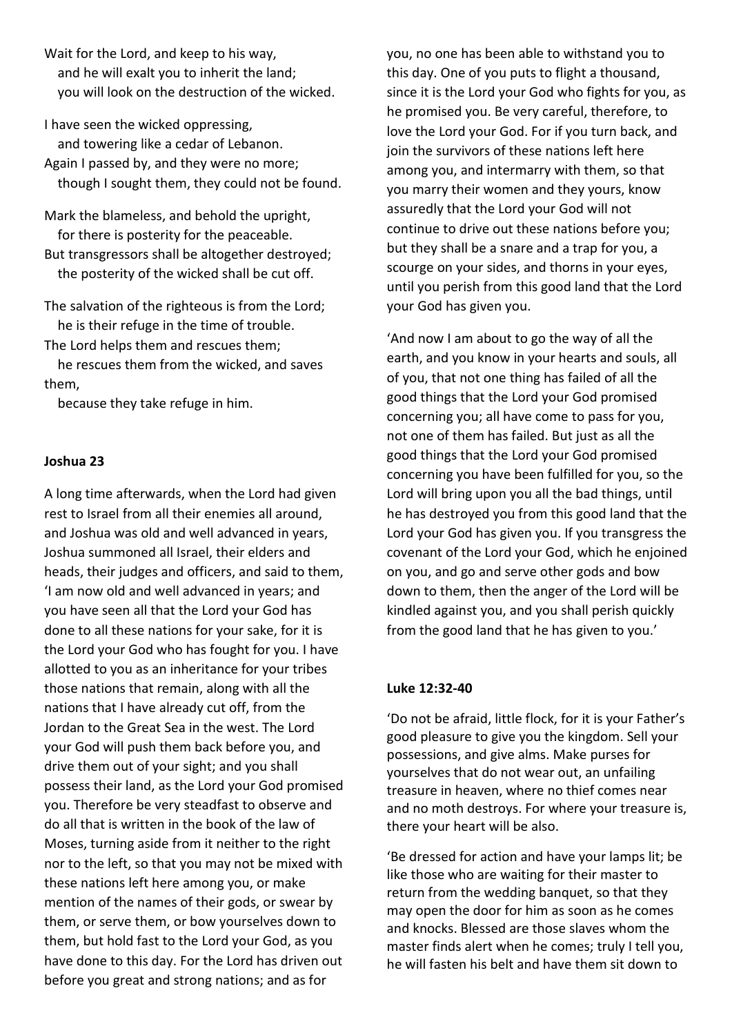Wait for the Lord, and keep to his way,
   and he will exalt you to inherit the land;
   you will look on the destruction of the wicked.

I have seen the wicked oppressing,
   and towering like a cedar of Lebanon.
Again I passed by, and they were no more;
   though I sought them, they could not be found.

Mark the blameless, and behold the upright,
   for there is posterity for the peaceable.
But transgressors shall be altogether destroyed;
   the posterity of the wicked shall be cut off.

The salvation of the righteous is from the Lord;
   he is their refuge in the time of trouble.
The Lord helps them and rescues them;
   he rescues them from the wicked, and saves them,
   because they take refuge in him.

**Joshua 23**

A long time afterwards, when the Lord had given rest to Israel from all their enemies all around, and Joshua was old and well advanced in years, Joshua summoned all Israel, their elders and heads, their judges and officers, and said to them, 'I am now old and well advanced in years; and you have seen all that the Lord your God has done to all these nations for your sake, for it is the Lord your God who has fought for you. I have allotted to you as an inheritance for your tribes those nations that remain, along with all the nations that I have already cut off, from the Jordan to the Great Sea in the west. The Lord your God will push them back before you, and drive them out of your sight; and you shall possess their land, as the Lord your God promised you. Therefore be very steadfast to observe and do all that is written in the book of the law of Moses, turning aside from it neither to the right nor to the left, so that you may not be mixed with these nations left here among you, or make mention of the names of their gods, or swear by them, or serve them, or bow yourselves down to them, but hold fast to the Lord your God, as you have done to this day. For the Lord has driven out before you great and strong nations; and as for you, no one has been able to withstand you to this day. One of you puts to flight a thousand, since it is the Lord your God who fights for you, as he promised you. Be very careful, therefore, to love the Lord your God. For if you turn back, and join the survivors of these nations left here among you, and intermarry with them, so that you marry their women and they yours, know assuredly that the Lord your God will not continue to drive out these nations before you; but they shall be a snare and a trap for you, a scourge on your sides, and thorns in your eyes, until you perish from this good land that the Lord your God has given you.

'And now I am about to go the way of all the earth, and you know in your hearts and souls, all of you, that not one thing has failed of all the good things that the Lord your God promised concerning you; all have come to pass for you, not one of them has failed. But just as all the good things that the Lord your God promised concerning you have been fulfilled for you, so the Lord will bring upon you all the bad things, until he has destroyed you from this good land that the Lord your God has given you. If you transgress the covenant of the Lord your God, which he enjoined on you, and go and serve other gods and bow down to them, then the anger of the Lord will be kindled against you, and you shall perish quickly from the good land that he has given to you.'

**Luke 12:32-40**

'Do not be afraid, little flock, for it is your Father's good pleasure to give you the kingdom. Sell your possessions, and give alms. Make purses for yourselves that do not wear out, an unfailing treasure in heaven, where no thief comes near and no moth destroys. For where your treasure is, there your heart will be also.

'Be dressed for action and have your lamps lit; be like those who are waiting for their master to return from the wedding banquet, so that they may open the door for him as soon as he comes and knocks. Blessed are those slaves whom the master finds alert when he comes; truly I tell you, he will fasten his belt and have them sit down to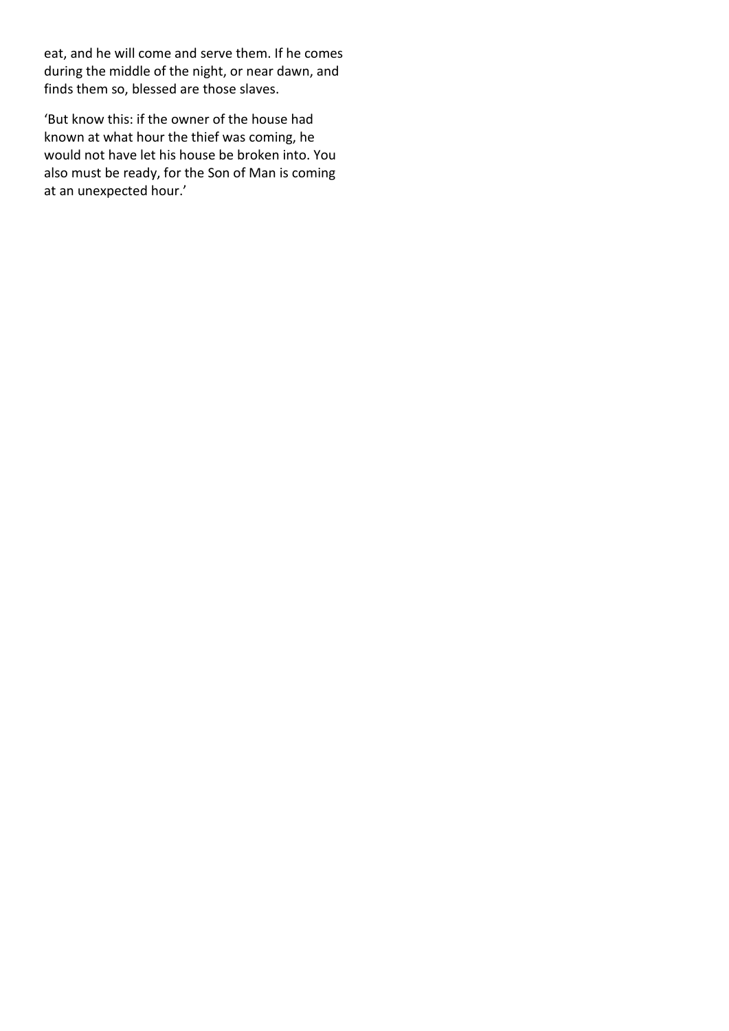eat, and he will come and serve them. If he comes during the middle of the night, or near dawn, and finds them so, blessed are those slaves.

'But know this: if the owner of the house had known at what hour the thief was coming, he would not have let his house be broken into. You also must be ready, for the Son of Man is coming at an unexpected hour.'